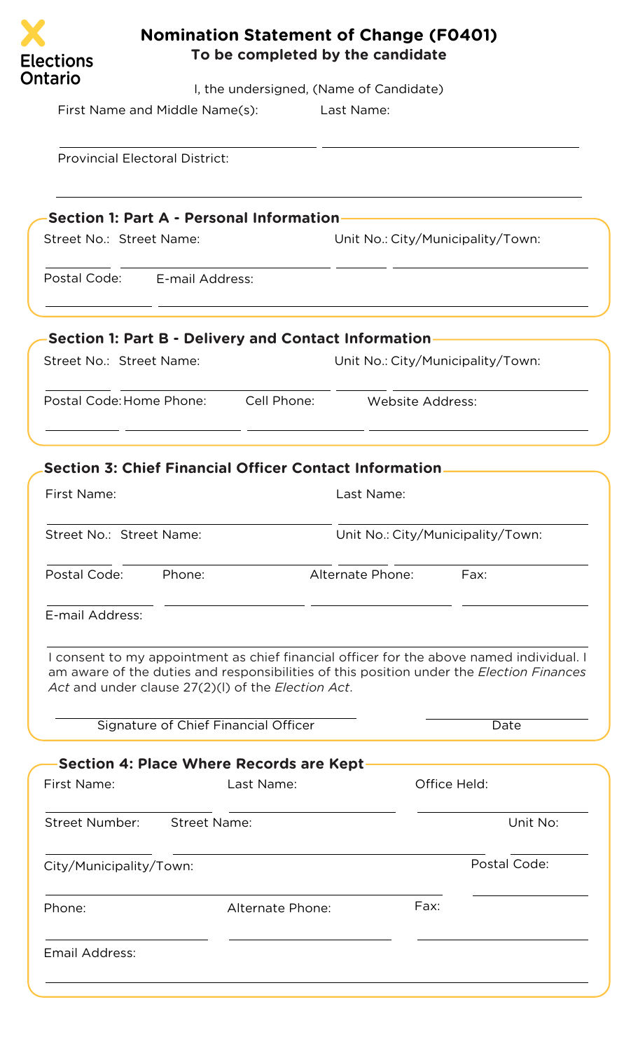Elections Ontario

# Nomination Statement of Change (F0401)

**To be completed by the candidate**

I, the undersigned, (Name of Candidate)

First Name and Middle Name(s): ______________________ Last Name: ______________________

Provincial Electoral District: ______________________

## Section 1: Part A - Personal Information

Street No.: ______ Street Name: ______________________ Unit No.: ______ City/Municipality/Town: ______________________

Postal Code: ______ E-mail Address: ______________________

## Section 1: Part B - Delivery and Contact Information

Street No.: ______ Street Name: ______________________ Unit No.: ______ City/Municipality/Town: ______________________

Postal Code: ______ Home Phone: ______ Cell Phone: ______ Website Address: ______________________

## Section 3: Chief Financial Officer Contact Information

First Name: ______________________ Last Name: ______________________

Street No.: ______ Street Name: ______________________ Unit No.: ______ City/Municipality/Town: ______________________

Postal Code: ______ Phone: ______ Alternate Phone: ______ Fax: ______

E-mail Address: ______________________

I consent to my appointment as chief financial officer for the above named individual. I am aware of the duties and responsibilities of this position under the *Election Finances Act* and under clause 27(2)(l) of the *Election Act*.

______________________ Signature of Chief Financial Officer

______________________ Date

## Section 4: Place Where Records are Kept

First Name: ______ Last Name: ______ Office Held: ______

Street Number: ______ Street Name: ______________________ Unit No: ______

City/Municipality/Town: ______________________ Postal Code: ______

Phone: ______ Alternate Phone: ______ Fax: ______

Email Address: ______________________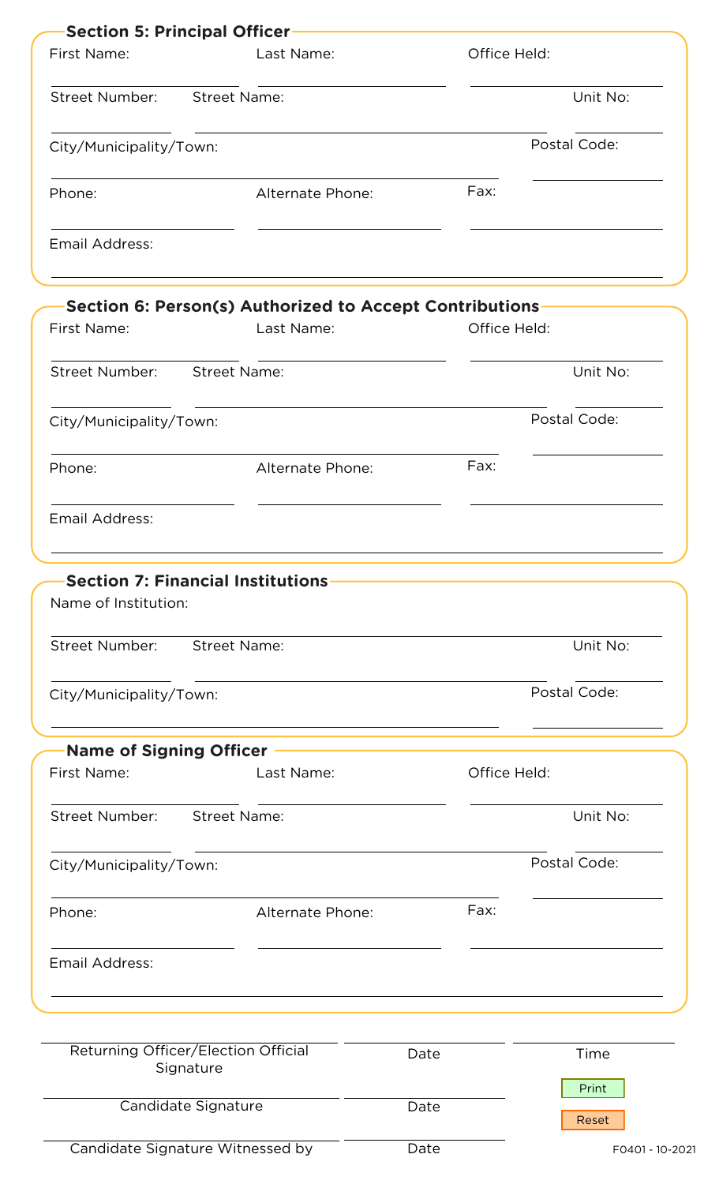## Section 5: Principal Officer

First Name: | Last Name: | Office Held:

Street Number: | Street Name: | Unit No:

City/Municipality/Town: | Postal Code:

Phone: | Alternate Phone: | Fax:

Email Address:

## Section 6: Person(s) Authorized to Accept Contributions

First Name: | Last Name: | Office Held:

Street Number: | Street Name: | Unit No:

City/Municipality/Town: | Postal Code:

Phone: | Alternate Phone: | Fax:

Email Address:

## Section 7: Financial Institutions

Name of Institution:

Street Number: | Street Name: | Unit No:

City/Municipality/Town: | Postal Code:

## Name of Signing Officer

First Name: | Last Name: | Office Held:

Street Number: | Street Name: | Unit No:

City/Municipality/Town: | Postal Code:

Phone: | Alternate Phone: | Fax:

Email Address:

| | | |
|---|---|---|
| Returning Officer/Election Official Signature | Date | Time |
| Candidate Signature | Date | |
| Candidate Signature Witnessed by | Date | |

Print

Reset

F0401 - 10-2021